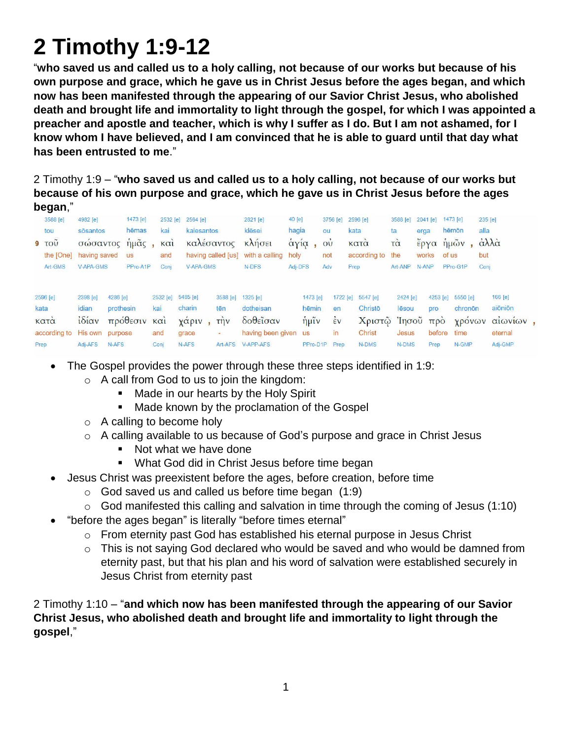# 2 Timothy 1:9-12

"**who saved us and called us to a holy calling, not because of our works but because of his own purpose and grace, which he gave us in Christ Jesus before the ages began, and which now has been manifested through the appearing of our Savior Christ Jesus, who abolished death and brought life and immortality to light through the gospel, for which I was appointed a preacher and apostle and teacher, which is why I suffer as I do. But I am not ashamed, for I know whom I have believed, and I am convinced that he is able to guard until that day what has been entrusted to me**."

2 Timothy 1:9 – "**who saved us and called us to a holy calling, not because of our works but because of his own purpose and grace, which he gave us in Christ Jesus before the ages began**,"

| 3588 [e] | 4982 [e] | 1473 [e] | 2532 [e] | 2564 [e] | 2821 [e] | 40 [e] | 3756 [e] | 2596 [e] | 3588 [e] | 2041 [e] | 1473 [e] | 235 [e] |
|---|---|---|---|---|---|---|---|---|---|---|---|---|
| tou | sōsantos | hēmas | kai | kalesantos | klēsei | hagia | ou | kata | ta | erga | hēmōn | alla |
| 9 τοῦ | σώσαντος | ἡμᾶς , | καὶ | καλέσαντος | κλήσει | ἁγίᾳ , | οὐ | κατὰ | τὰ | ἔργα | ἡμῶν , | ἀλλὰ |
| the [One] | having saved | us | and | having called [us] | with a calling | holy | not | according to | the | works | of us | but |
| Art-GMS | V-APA-GMS | PPro-A1P | Conj | V-APA-GMS | N-DFS | Adj-DFS | Adv | Prep | Art-ANP | N-ANP | PPro-G1P | Conj |

| 2596 [e] | 2398 [e] | 4286 [e] | 2532 [e] | 5485 [e] | 3588 [e] | 1325 [e] | 1473 [e] | 1722 [e] | 5547 [e] | 2424 [e] | 4253 [e] | 5550 [e] | 166 [e] |
|---|---|---|---|---|---|---|---|---|---|---|---|---|---|
| kata | idian | prothesin | kai | charin | tēn | dotheisan | hēmin | en | Christō | Iēsou | pro | chronōn | aiōniōn |
| κατὰ | ἰδίαν | πρόθεσιν | καὶ | χάριν , | τὴν | δοθεῖσαν | ἡμῖν | ἐν | Χριστῷ | Ἰησοῦ | πρὸ | χρόνων | αἰωνίων , |
| according to | His own | purpose | and | grace | - | having been given | us | in | Christ | Jesus | before | time | eternal |
| Prep | Adj-AFS | N-AFS | Conj | N-AFS | Art-AFS | V-APP-AFS | PPro-D1P | Prep | N-DMS | N-DMS | Prep | N-GMP | Adj-GMP |

- The Gospel provides the power through these three steps identified in 1:9:
  - A call from God to us to join the kingdom:
    - Made in our hearts by the Holy Spirit
    - Made known by the proclamation of the Gospel
  - A calling to become holy
  - A calling available to us because of God's purpose and grace in Christ Jesus
    - Not what we have done
    - What God did in Christ Jesus before time began
- Jesus Christ was preexistent before the ages, before creation, before time
  - God saved us and called us before time began (1:9)
  - God manifested this calling and salvation in time through the coming of Jesus (1:10)
- "before the ages began" is literally "before times eternal"
  - From eternity past God has established his eternal purpose in Jesus Christ
  - This is not saying God declared who would be saved and who would be damned from eternity past, but that his plan and his word of salvation were established securely in Jesus Christ from eternity past

2 Timothy 1:10 – "**and which now has been manifested through the appearing of our Savior Christ Jesus, who abolished death and brought life and immortality to light through the gospel**,"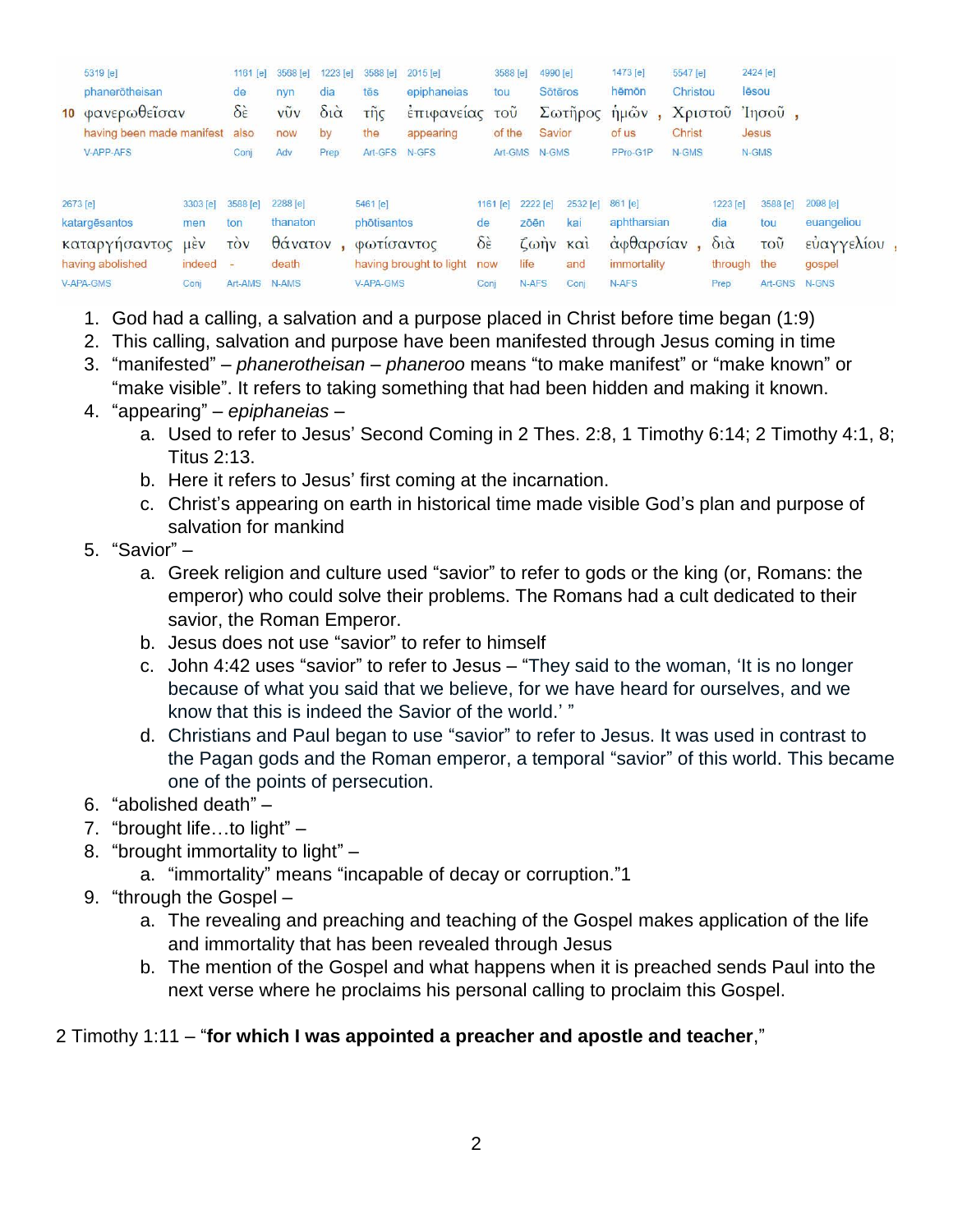| 5319 [e] | 1161 [e] | 3568 [e] | 1223 [e] | 3588 [e] | 2015 [e] | 3588 [e] | 4990 [e] | 1473 [e] | 5547 [e] | 2424 [e] |
|---|---|---|---|---|---|---|---|---|---|---|
| phanerōtheisan | de | nyn | dia | tēs | epiphaneias | tou | Sōtēros | hēmōn | Christou | Iēsou |
| 10 φανερωθεῖσαν | δὲ | νῦν | διὰ | τῆς | ἐπιφανείας | τοῦ | Σωτῆρος | ἡμῶν , | Χριστοῦ | Ἰησοῦ , |
| having been made manifest | also | now | by | the | appearing | of the | Savior | of us | Christ | Jesus |
| V-APP-AFS | Conj | Adv | Prep | Art-GFS | N-GFS | Art-GMS | N-GMS | PPro-G1P | N-GMS | N-GMS |

| 2673 [e] | 3303 [e] | 3588 [e] | 2288 [e] | 5461 [e] | 1161 [e] | 2222 [e] | 2532 [e] | 861 [e] | 1223 [e] | 3588 [e] | 2098 [e] |
|---|---|---|---|---|---|---|---|---|---|---|---|
| katargēsantos | men | ton | thanaton | phōtisantos | de | zōēn | kai | aphtharsian | dia | tou | euangeliou |
| καταργήσαντος | μὲν | τὸν | θάνατον , | φωτίσαντος | δὲ | ζωὴν | καὶ | ἀφθαρσίαν , | διὰ | τοῦ | εὐαγγελίου , |
| having abolished | indeed | - | death | having brought to light | now | life | and | immortality | through | the | gospel |
| V-APA-GMS | Conj | Art-AMS | N-AMS | V-APA-GMS | Conj | N-AFS | Conj | N-AFS | Prep | Art-GNS | N-GNS |

1. God had a calling, a salvation and a purpose placed in Christ before time began (1:9)
2. This calling, salvation and purpose have been manifested through Jesus coming in time
3. "manifested" – *phanerotheisan* – *phaneroo* means "to make manifest" or "make known" or "make visible". It refers to taking something that had been hidden and making it known.
4. "appearing" – *epiphaneias* –
   a. Used to refer to Jesus' Second Coming in 2 Thes. 2:8, 1 Timothy 6:14; 2 Timothy 4:1, 8; Titus 2:13.
   b. Here it refers to Jesus' first coming at the incarnation.
   c. Christ's appearing on earth in historical time made visible God's plan and purpose of salvation for mankind
5. "Savior" –
   a. Greek religion and culture used "savior" to refer to gods or the king (or, Romans: the emperor) who could solve their problems. The Romans had a cult dedicated to their savior, the Roman Emperor.
   b. Jesus does not use "savior" to refer to himself
   c. John 4:42 uses "savior" to refer to Jesus – "They said to the woman, 'It is no longer because of what you said that we believe, for we have heard for ourselves, and we know that this is indeed the Savior of the world.' "
   d. Christians and Paul began to use "savior" to refer to Jesus. It was used in contrast to the Pagan gods and the Roman emperor, a temporal "savior" of this world. This became one of the points of persecution.
6. "abolished death" –
7. "brought life…to light" –
8. "brought immortality to light" –
   a. "immortality" means "incapable of decay or corruption."[1]
9. "through the Gospel –
   a. The revealing and preaching and teaching of the Gospel makes application of the life and immortality that has been revealed through Jesus
   b. The mention of the Gospel and what happens when it is preached sends Paul into the next verse where he proclaims his personal calling to proclaim this Gospel.

2 Timothy 1:11 – "**for which I was appointed a preacher and apostle and teacher**,"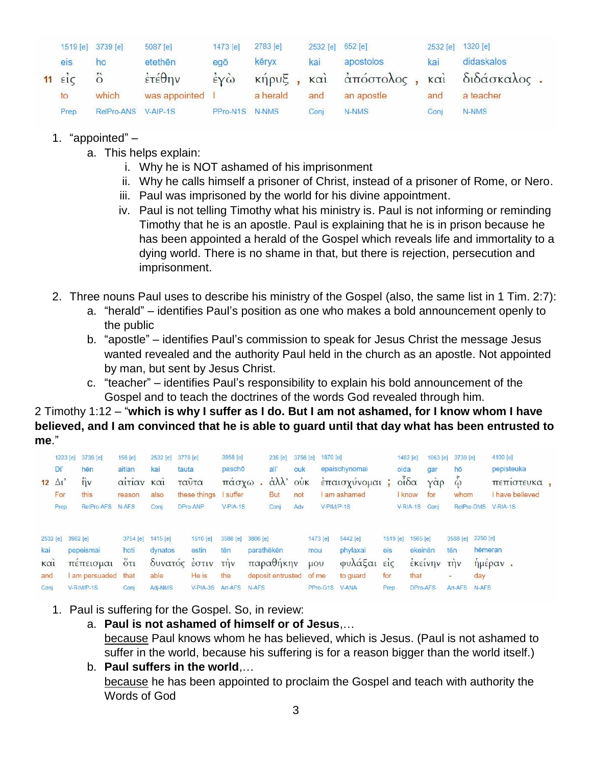| | 1519 [e] | 3739 [e] | 5087 [e] | 1473 [e] | 2783 [e] | 2532 [e] | 652 [e] | 2532 [e] | 1320 [e] |
|---|---|---|---|---|---|---|---|---|---|
| | eis | ho | etethēn | egō | kēryx | kai | apostolos | kai | didaskalos |
| 11 | εἰς | ὃ | ἐτέθην | ἐγὼ | κῆρυξ , | καὶ | ἀπόστολος , | καὶ | διδάσκαλος . |
| | to | which | was appointed | I | a herald | and | an apostle | and | a teacher |
| | Prep | RelPro-ANS | V-AIP-1S | PPro-N1S | N-NMS | Conj | N-NMS | Conj | N-NMS |

1. "appointed" –
   a. This helps explain:
      i. Why he is NOT ashamed of his imprisonment
      ii. Why he calls himself a prisoner of Christ, instead of a prisoner of Rome, or Nero.
      iii. Paul was imprisoned by the world for his divine appointment.
      iv. Paul is not telling Timothy what his ministry is. Paul is not informing or reminding Timothy that he is an apostle. Paul is explaining that he is in prison because he has been appointed a herald of the Gospel which reveals life and immortality to a dying world. There is no shame in that, but there is rejection, persecution and imprisonment.

2. Three nouns Paul uses to describe his ministry of the Gospel (also, the same list in 1 Tim. 2:7):
   a. "herald" – identifies Paul's position as one who makes a bold announcement openly to the public
   b. "apostle" – identifies Paul's commission to speak for Jesus Christ the message Jesus wanted revealed and the authority Paul held in the church as an apostle. Not appointed by man, but sent by Jesus Christ.
   c. "teacher" – identifies Paul's responsibility to explain his bold announcement of the Gospel and to teach the doctrines of the words God revealed through him.

2 Timothy 1:12 – "**which is why I suffer as I do. But I am not ashamed, for I know whom I have believed, and I am convinced that he is able to guard until that day what has been entrusted to me.**"

| | 1223 [e] | 3739 [e] | 156 [e] | 2532 [e] | 3778 [e] | 3958 [e] | 235 [e] | 3756 [e] | 1870 [e] | 1492 [e] | 1063 [e] | 3739 [e] | 4100 [e] |
|---|---|---|---|---|---|---|---|---|---|---|---|---|---|
| | Di' | hēn | aitian | kai | tauta | paschō | all' | ouk | epaischynomai | oida | gar | hō | pepisteuka |
| 12 | Δι' | ἣν | αἰτίαν | καὶ | ταῦτα | πάσχω . | ἀλλ' | οὐκ | ἐπαισχύνομαι ; | οἶδα | γὰρ | ᾧ | πεπίστευκα , |
| | For | this | reason | also | these things | I suffer | But | not | I am ashamed | I know | for | whom | I have believed |
| | Prep | RelPro-AFS | N-AFS | Conj | DPro-ANP | V-PIA-1S | Conj | Adv | V-PIM/P-1S | V-RIA-1S | Conj | RelPro-DMS | V-RIA-1S |

| 2532 [e] | 3982 [e] | 3754 [e] | 1415 [e] | 1510 [e] | 3588 [e] | 3866 [e] | 1473 [e] | 5442 [e] | 1519 [e] | 1565 [e] | 3588 [e] | 2250 [e] |
|---|---|---|---|---|---|---|---|---|---|---|---|---|
| kai | pepeismai | hoti | dynatos | estin | tēn | parathēkēn | mou | phylaxai | eis | ekeinēn | tēn | hēmeran |
| καὶ | πέπεισμαι | ὅτι | δυνατός | ἐστιν | τὴν | παραθήκην | μου | φυλάξαι | εἰς | ἐκείνην | τὴν | ἡμέραν . |
| and | I am persuaded | that | able | He is | the | deposit entrusted | of me | to guard | for | that | - | day |
| Conj | V-RIM/P-1S | Conj | Adj-NMS | V-PIA-3S | Art-AFS | N-AFS | PPro-G1S | V-ANA | Prep | DPro-AFS | Art-AFS | N-AFS |

1. Paul is suffering for the Gospel. So, in review:
   a. **Paul is not ashamed of himself or of Jesus**,…
      <u>because</u> Paul knows whom he has believed, which is Jesus. (Paul is not ashamed to suffer in the world, because his suffering is for a reason bigger than the world itself.)
   b. **Paul suffers in the world**,…
      <u>because</u> he has been appointed to proclaim the Gospel and teach with authority the Words of God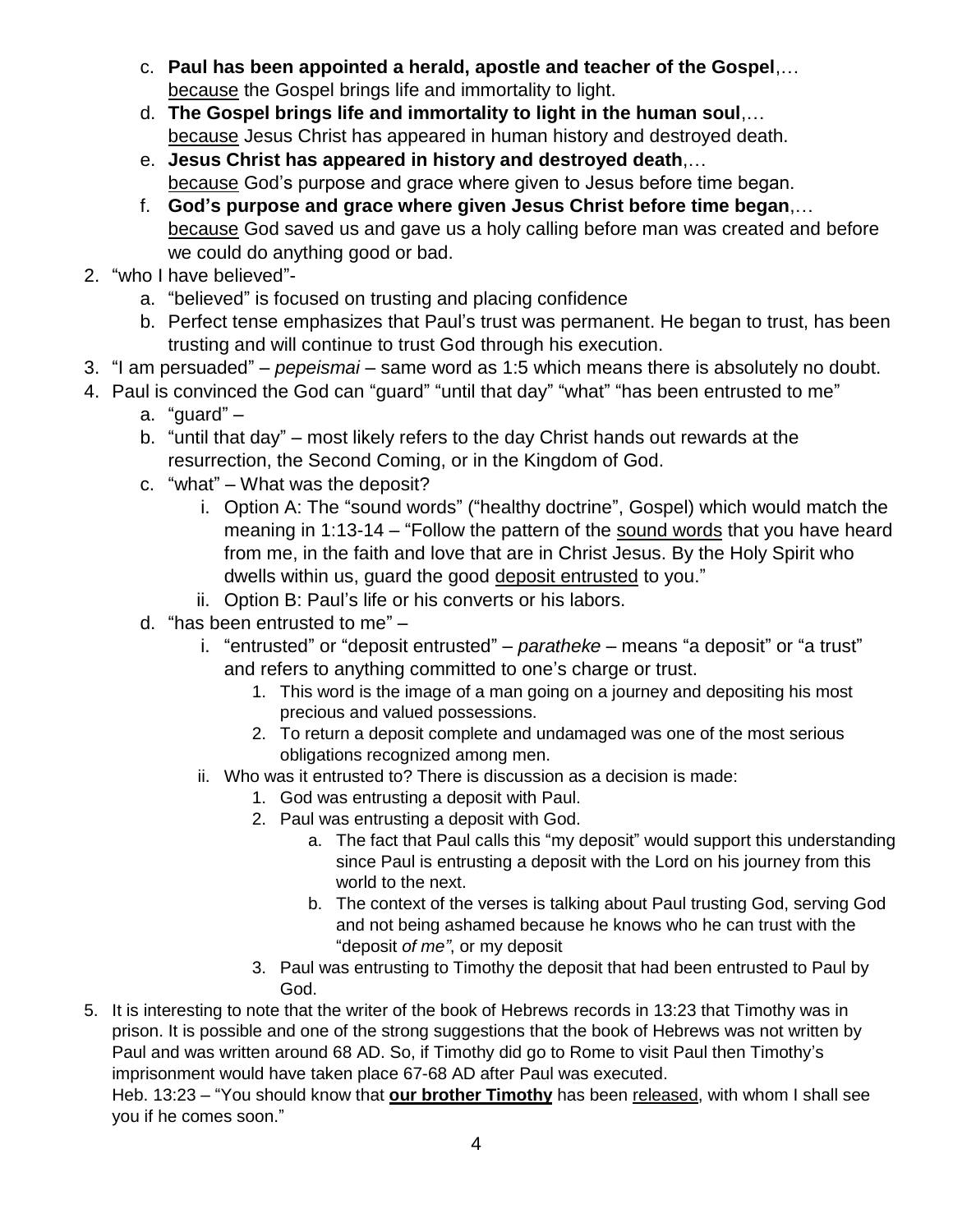c. **Paul has been appointed a herald, apostle and teacher of the Gospel**,… <u>because</u> the Gospel brings life and immortality to light.
d. **The Gospel brings life and immortality to light in the human soul**,… <u>because</u> Jesus Christ has appeared in human history and destroyed death.
e. **Jesus Christ has appeared in history and destroyed death**,… <u>because</u> God's purpose and grace where given to Jesus before time began.
f. **God's purpose and grace where given Jesus Christ before time began**,… <u>because</u> God saved us and gave us a holy calling before man was created and before we could do anything good or bad.

2. "who I have believed"-
   a. "believed" is focused on trusting and placing confidence
   b. Perfect tense emphasizes that Paul's trust was permanent. He began to trust, has been trusting and will continue to trust God through his execution.
3. "I am persuaded" – *pepeismai* – same word as 1:5 which means there is absolutely no doubt.
4. Paul is convinced the God can "guard" "until that day" "what" "has been entrusted to me"
   a. "guard" –
   b. "until that day" – most likely refers to the day Christ hands out rewards at the resurrection, the Second Coming, or in the Kingdom of God.
   c. "what" – What was the deposit?
      i. Option A: The "sound words" ("healthy doctrine", Gospel) which would match the meaning in 1:13-14 – "Follow the pattern of the <u>sound words</u> that you have heard from me, in the faith and love that are in Christ Jesus. By the Holy Spirit who dwells within us, guard the good <u>deposit entrusted</u> to you."
      ii. Option B: Paul's life or his converts or his labors.
   d. "has been entrusted to me" –
      i. "entrusted" or "deposit entrusted" – *paratheke* – means "a deposit" or "a trust" and refers to anything committed to one's charge or trust.
         1. This word is the image of a man going on a journey and depositing his most precious and valued possessions.
         2. To return a deposit complete and undamaged was one of the most serious obligations recognized among men.
      ii. Who was it entrusted to? There is discussion as a decision is made:
         1. God was entrusting a deposit with Paul.
         2. Paul was entrusting a deposit with God.
            a. The fact that Paul calls this "my deposit" would support this understanding since Paul is entrusting a deposit with the Lord on his journey from this world to the next.
            b. The context of the verses is talking about Paul trusting God, serving God and not being ashamed because he knows who he can trust with the "deposit *of me"*, or my deposit
         3. Paul was entrusting to Timothy the deposit that had been entrusted to Paul by God.
5. It is interesting to note that the writer of the book of Hebrews records in 13:23 that Timothy was in prison. It is possible and one of the strong suggestions that the book of Hebrews was not written by Paul and was written around 68 AD. So, if Timothy did go to Rome to visit Paul then Timothy's imprisonment would have taken place 67-68 AD after Paul was executed.
   Heb. 13:23 – "You should know that <u>**our brother Timothy**</u> has been <u>released</u>, with whom I shall see you if he comes soon."